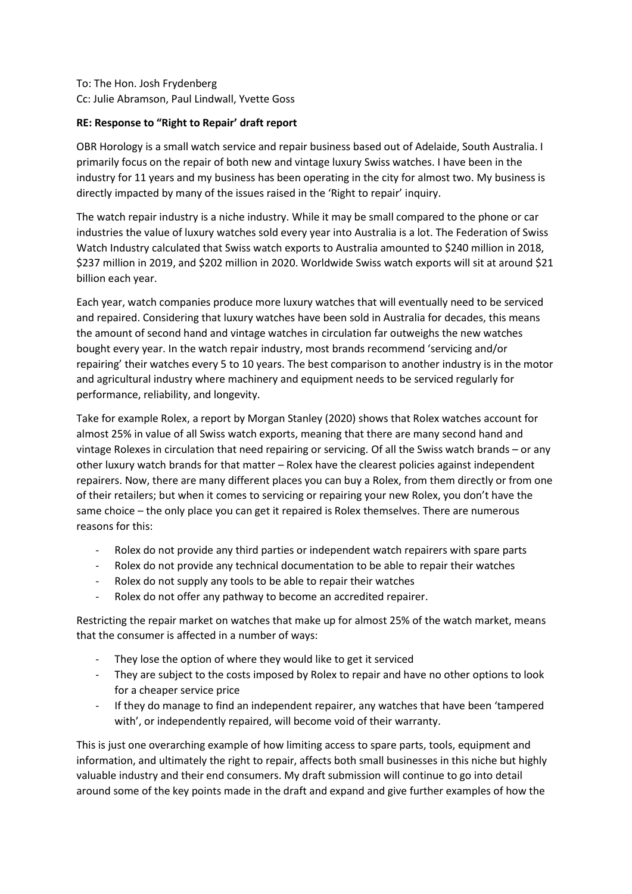To: The Hon. Josh Frydenberg
Cc: Julie Abramson, Paul Lindwall, Yvette Goss

**RE: Response to "Right to Repair' draft report**

OBR Horology is a small watch service and repair business based out of Adelaide, South Australia. I primarily focus on the repair of both new and vintage luxury Swiss watches. I have been in the industry for 11 years and my business has been operating in the city for almost two. My business is directly impacted by many of the issues raised in the 'Right to repair' inquiry.

The watch repair industry is a niche industry. While it may be small compared to the phone or car industries the value of luxury watches sold every year into Australia is a lot. The Federation of Swiss Watch Industry calculated that Swiss watch exports to Australia amounted to $240 million in 2018, $237 million in 2019, and $202 million in 2020. Worldwide Swiss watch exports will sit at around $21 billion each year.

Each year, watch companies produce more luxury watches that will eventually need to be serviced and repaired. Considering that luxury watches have been sold in Australia for decades, this means the amount of second hand and vintage watches in circulation far outweighs the new watches bought every year. In the watch repair industry, most brands recommend 'servicing and/or repairing' their watches every 5 to 10 years. The best comparison to another industry is in the motor and agricultural industry where machinery and equipment needs to be serviced regularly for performance, reliability, and longevity.

Take for example Rolex, a report by Morgan Stanley (2020) shows that Rolex watches account for almost 25% in value of all Swiss watch exports, meaning that there are many second hand and vintage Rolexes in circulation that need repairing or servicing. Of all the Swiss watch brands – or any other luxury watch brands for that matter – Rolex have the clearest policies against independent repairers. Now, there are many different places you can buy a Rolex, from them directly or from one of their retailers; but when it comes to servicing or repairing your new Rolex, you don't have the same choice – the only place you can get it repaired is Rolex themselves. There are numerous reasons for this:

- Rolex do not provide any third parties or independent watch repairers with spare parts
- Rolex do not provide any technical documentation to be able to repair their watches
- Rolex do not supply any tools to be able to repair their watches
- Rolex do not offer any pathway to become an accredited repairer.

Restricting the repair market on watches that make up for almost 25% of the watch market, means that the consumer is affected in a number of ways:

- They lose the option of where they would like to get it serviced
- They are subject to the costs imposed by Rolex to repair and have no other options to look for a cheaper service price
- If they do manage to find an independent repairer, any watches that have been 'tampered with', or independently repaired, will become void of their warranty.

This is just one overarching example of how limiting access to spare parts, tools, equipment and information, and ultimately the right to repair, affects both small businesses in this niche but highly valuable industry and their end consumers. My draft submission will continue to go into detail around some of the key points made in the draft and expand and give further examples of how the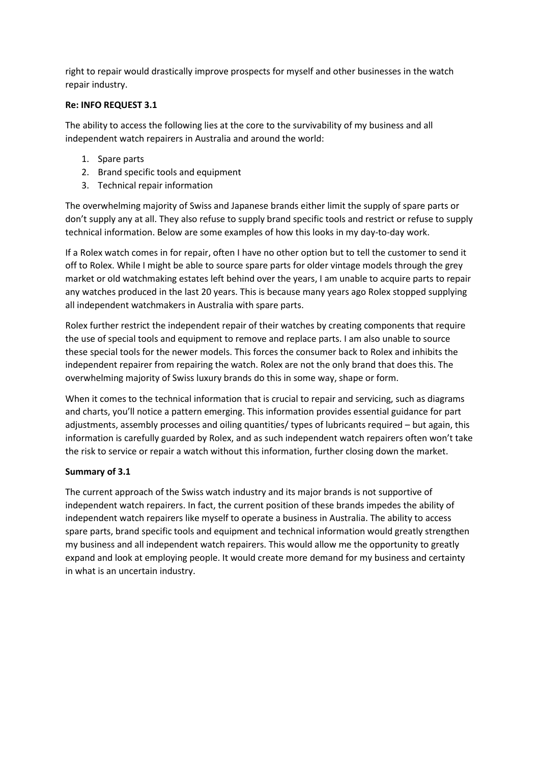right to repair would drastically improve prospects for myself and other businesses in the watch repair industry.

**Re: INFO REQUEST 3.1**

The ability to access the following lies at the core to the survivability of my business and all independent watch repairers in Australia and around the world:

1. Spare parts
2. Brand specific tools and equipment
3. Technical repair information

The overwhelming majority of Swiss and Japanese brands either limit the supply of spare parts or don't supply any at all. They also refuse to supply brand specific tools and restrict or refuse to supply technical information. Below are some examples of how this looks in my day-to-day work.

If a Rolex watch comes in for repair, often I have no other option but to tell the customer to send it off to Rolex. While I might be able to source spare parts for older vintage models through the grey market or old watchmaking estates left behind over the years, I am unable to acquire parts to repair any watches produced in the last 20 years. This is because many years ago Rolex stopped supplying all independent watchmakers in Australia with spare parts.

Rolex further restrict the independent repair of their watches by creating components that require the use of special tools and equipment to remove and replace parts. I am also unable to source these special tools for the newer models. This forces the consumer back to Rolex and inhibits the independent repairer from repairing the watch. Rolex are not the only brand that does this. The overwhelming majority of Swiss luxury brands do this in some way, shape or form.

When it comes to the technical information that is crucial to repair and servicing, such as diagrams and charts, you'll notice a pattern emerging. This information provides essential guidance for part adjustments, assembly processes and oiling quantities/ types of lubricants required – but again, this information is carefully guarded by Rolex, and as such independent watch repairers often won't take the risk to service or repair a watch without this information, further closing down the market.

**Summary of 3.1**

The current approach of the Swiss watch industry and its major brands is not supportive of independent watch repairers. In fact, the current position of these brands impedes the ability of independent watch repairers like myself to operate a business in Australia. The ability to access spare parts, brand specific tools and equipment and technical information would greatly strengthen my business and all independent watch repairers. This would allow me the opportunity to greatly expand and look at employing people. It would create more demand for my business and certainty in what is an uncertain industry.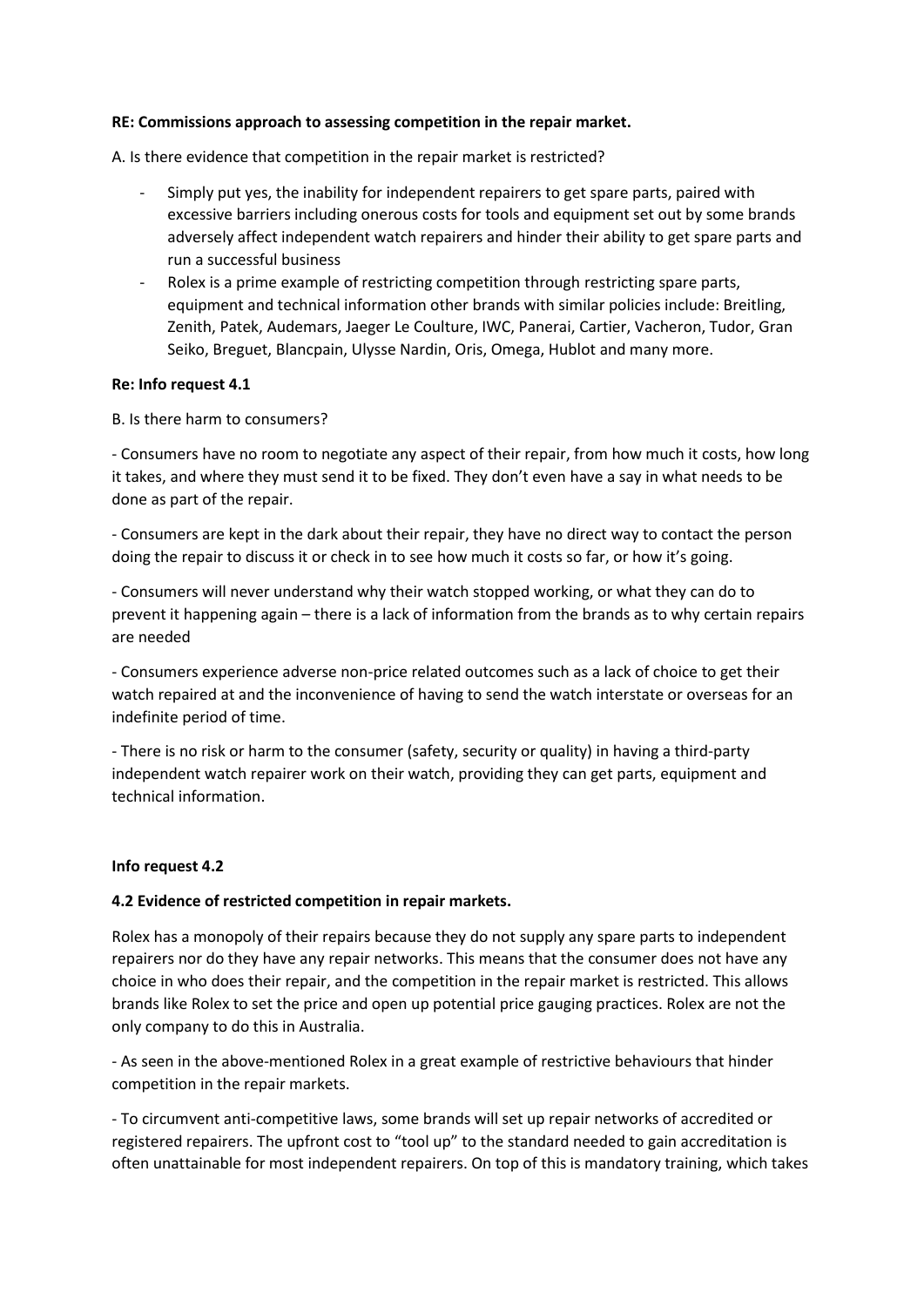**RE: Commissions approach to assessing competition in the repair market.**

A. Is there evidence that competition in the repair market is restricted?

- Simply put yes, the inability for independent repairers to get spare parts, paired with excessive barriers including onerous costs for tools and equipment set out by some brands adversely affect independent watch repairers and hinder their ability to get spare parts and run a successful business
- Rolex is a prime example of restricting competition through restricting spare parts, equipment and technical information other brands with similar policies include: Breitling, Zenith, Patek, Audemars, Jaeger Le Coulture, IWC, Panerai, Cartier, Vacheron, Tudor, Gran Seiko, Breguet, Blancpain, Ulysse Nardin, Oris, Omega, Hublot and many more.

**Re: Info request 4.1**

B. Is there harm to consumers?

- Consumers have no room to negotiate any aspect of their repair, from how much it costs, how long it takes, and where they must send it to be fixed. They don't even have a say in what needs to be done as part of the repair.

- Consumers are kept in the dark about their repair, they have no direct way to contact the person doing the repair to discuss it or check in to see how much it costs so far, or how it's going.

- Consumers will never understand why their watch stopped working, or what they can do to prevent it happening again – there is a lack of information from the brands as to why certain repairs are needed

- Consumers experience adverse non-price related outcomes such as a lack of choice to get their watch repaired at and the inconvenience of having to send the watch interstate or overseas for an indefinite period of time.

- There is no risk or harm to the consumer (safety, security or quality) in having a third-party independent watch repairer work on their watch, providing they can get parts, equipment and technical information.

**Info request 4.2**

**4.2 Evidence of restricted competition in repair markets.**

Rolex has a monopoly of their repairs because they do not supply any spare parts to independent repairers nor do they have any repair networks. This means that the consumer does not have any choice in who does their repair, and the competition in the repair market is restricted. This allows brands like Rolex to set the price and open up potential price gauging practices. Rolex are not the only company to do this in Australia.

- As seen in the above-mentioned Rolex in a great example of restrictive behaviours that hinder competition in the repair markets.

- To circumvent anti-competitive laws, some brands will set up repair networks of accredited or registered repairers. The upfront cost to "tool up" to the standard needed to gain accreditation is often unattainable for most independent repairers. On top of this is mandatory training, which takes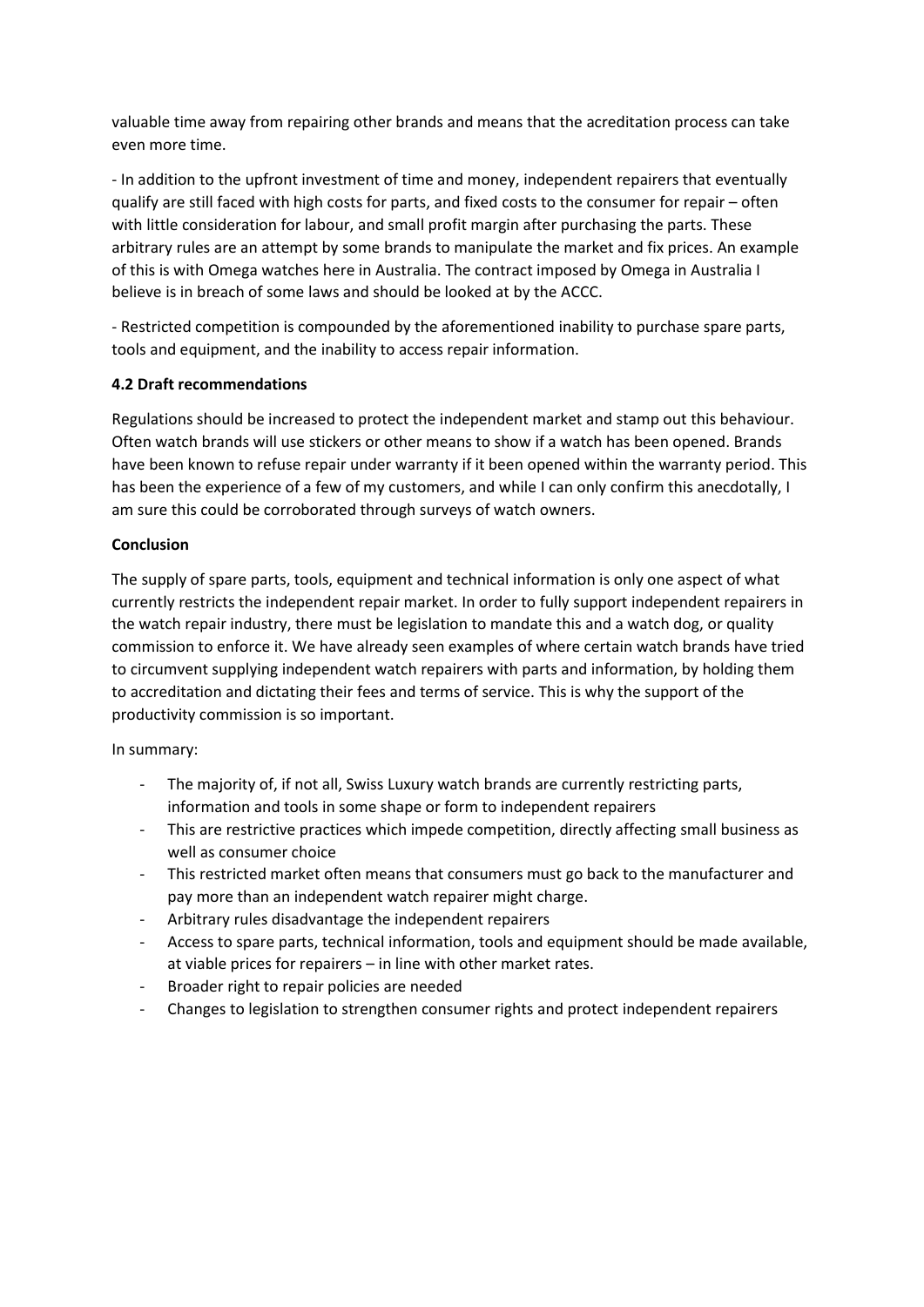valuable time away from repairing other brands and means that the acreditation process can take even more time.

- In addition to the upfront investment of time and money, independent repairers that eventually qualify are still faced with high costs for parts, and fixed costs to the consumer for repair – often with little consideration for labour, and small profit margin after purchasing the parts. These arbitrary rules are an attempt by some brands to manipulate the market and fix prices. An example of this is with Omega watches here in Australia. The contract imposed by Omega in Australia I believe is in breach of some laws and should be looked at by the ACCC.

- Restricted competition is compounded by the aforementioned inability to purchase spare parts, tools and equipment, and the inability to access repair information.

**4.2 Draft recommendations**

Regulations should be increased to protect the independent market and stamp out this behaviour. Often watch brands will use stickers or other means to show if a watch has been opened. Brands have been known to refuse repair under warranty if it been opened within the warranty period. This has been the experience of a few of my customers, and while I can only confirm this anecdotally, I am sure this could be corroborated through surveys of watch owners.

**Conclusion**

The supply of spare parts, tools, equipment and technical information is only one aspect of what currently restricts the independent repair market. In order to fully support independent repairers in the watch repair industry, there must be legislation to mandate this and a watch dog, or quality commission to enforce it. We have already seen examples of where certain watch brands have tried to circumvent supplying independent watch repairers with parts and information, by holding them to accreditation and dictating their fees and terms of service. This is why the support of the productivity commission is so important.

In summary:

- The majority of, if not all, Swiss Luxury watch brands are currently restricting parts, information and tools in some shape or form to independent repairers
- This are restrictive practices which impede competition, directly affecting small business as well as consumer choice
- This restricted market often means that consumers must go back to the manufacturer and pay more than an independent watch repairer might charge.
- Arbitrary rules disadvantage the independent repairers
- Access to spare parts, technical information, tools and equipment should be made available, at viable prices for repairers – in line with other market rates.
- Broader right to repair policies are needed
- Changes to legislation to strengthen consumer rights and protect independent repairers